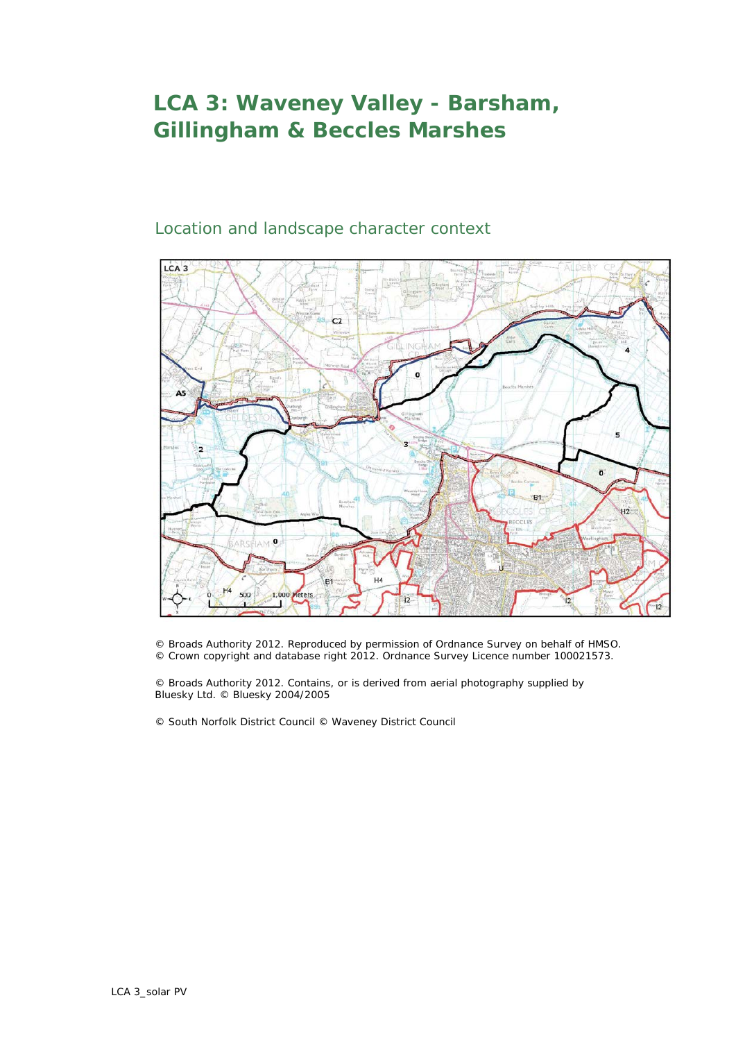# LCA 3: Waveney Valley - Barsham, Gillingham & Beccles Marshes

## Location and landscape character context

© Broads Authority 2012. Reproduced by permission of Ordnance Survey on behalf of HMSO.
© Crown copyright and database right 2012. Ordnance Survey Licence number 100021573.

© Broads Authority 2012. Contains, or is derived from aerial photography supplied by Bluesky Ltd. © Bluesky 2004/2005

© South Norfolk District Council © Waveney District Council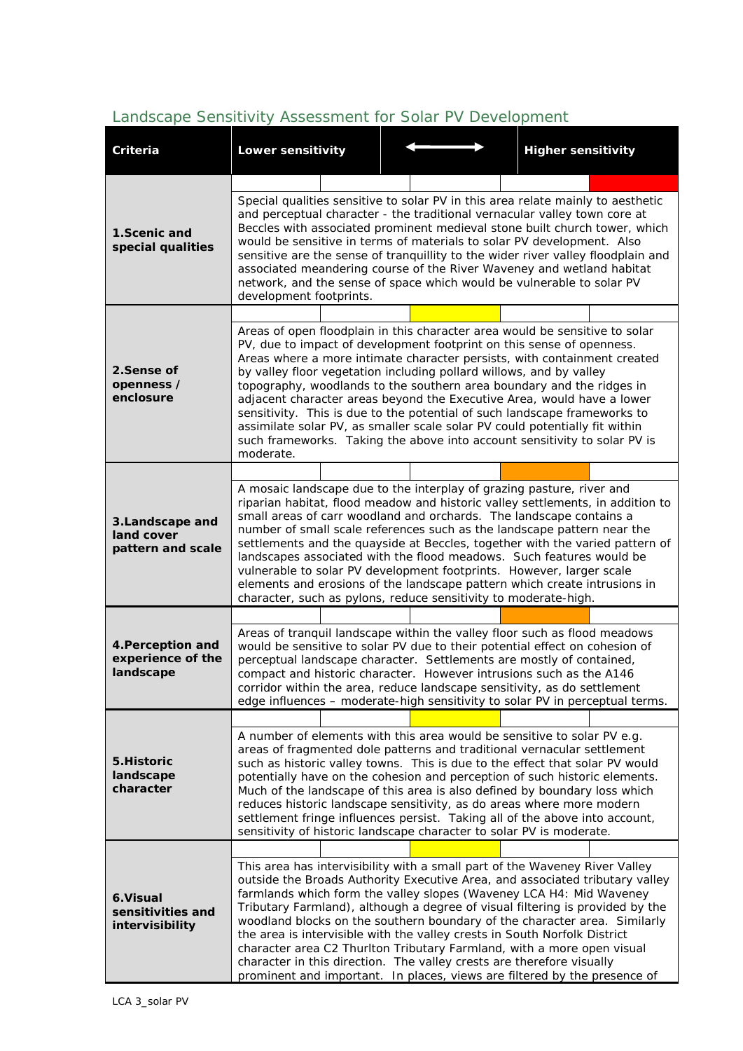## Landscape Sensitivity Assessment for Solar PV Development

| Criteria | Lower sensitivity | | ⟷ | | Higher sensitivity | Description |
|---|---|---|---|---|---|---|
| **1.Scenic and special qualities** | | | | | ■ | Special qualities sensitive to solar PV in this area relate mainly to aesthetic and perceptual character - the traditional vernacular valley town core at Beccles with associated prominent medieval stone built church tower, which would be sensitive in terms of materials to solar PV development. Also sensitive are the sense of tranquillity to the wider river valley floodplain and associated meandering course of the River Waveney and wetland habitat network, and the sense of space which would be vulnerable to solar PV development footprints. |
| **2.Sense of openness / enclosure** | | | ■ | | | Areas of open floodplain in this character area would be sensitive to solar PV, due to impact of development footprint on this sense of openness. Areas where a more intimate character persists, with containment created by valley floor vegetation including pollard willows, and by valley topography, woodlands to the southern area boundary and the ridges in adjacent character areas beyond the Executive Area, would have a lower sensitivity. This is due to the potential of such landscape frameworks to assimilate solar PV, as smaller scale solar PV could potentially fit within such frameworks. Taking the above into account sensitivity to solar PV is moderate. |
| **3.Landscape and land cover pattern and scale** | | | | ■ | | A mosaic landscape due to the interplay of grazing pasture, river and riparian habitat, flood meadow and historic valley settlements, in addition to small areas of carr woodland and orchards. The landscape contains a number of small scale references such as the landscape pattern near the settlements and the quayside at Beccles, together with the varied pattern of landscapes associated with the flood meadows. Such features would be vulnerable to solar PV development footprints. However, larger scale elements and erosions of the landscape pattern which create intrusions in character, such as pylons, reduce sensitivity to moderate-high. |
| **4.Perception and experience of the landscape** | | | | ■ | | Areas of tranquil landscape within the valley floor such as flood meadows would be sensitive to solar PV due to their potential effect on cohesion of perceptual landscape character. Settlements are mostly of contained, compact and historic character. However intrusions such as the A146 corridor within the area, reduce landscape sensitivity, as do settlement edge influences – moderate-high sensitivity to solar PV in perceptual terms. |
| **5.Historic landscape character** | | | ■ | | | A number of elements with this area would be sensitive to solar PV e.g. areas of fragmented dole patterns and traditional vernacular settlement such as historic valley towns. This is due to the effect that solar PV would potentially have on the cohesion and perception of such historic elements. Much of the landscape of this area is also defined by boundary loss which reduces historic landscape sensitivity, as do areas where more modern settlement fringe influences persist. Taking all of the above into account, sensitivity of historic landscape character to solar PV is moderate. |
| **6.Visual sensitivities and intervisibility** | | | ■ | | | This area has intervisibility with a small part of the Waveney River Valley outside the Broads Authority Executive Area, and associated tributary valley farmlands which form the valley slopes (Waveney LCA H4: Mid Waveney Tributary Farmland), although a degree of visual filtering is provided by the woodland blocks on the southern boundary of the character area. Similarly the area is intervisible with the valley crests in South Norfolk District character area C2 Thurlton Tributary Farmland, with a more open visual character in this direction. The valley crests are therefore visually prominent and important. In places, views are filtered by the presence of |

LCA 3_solar PV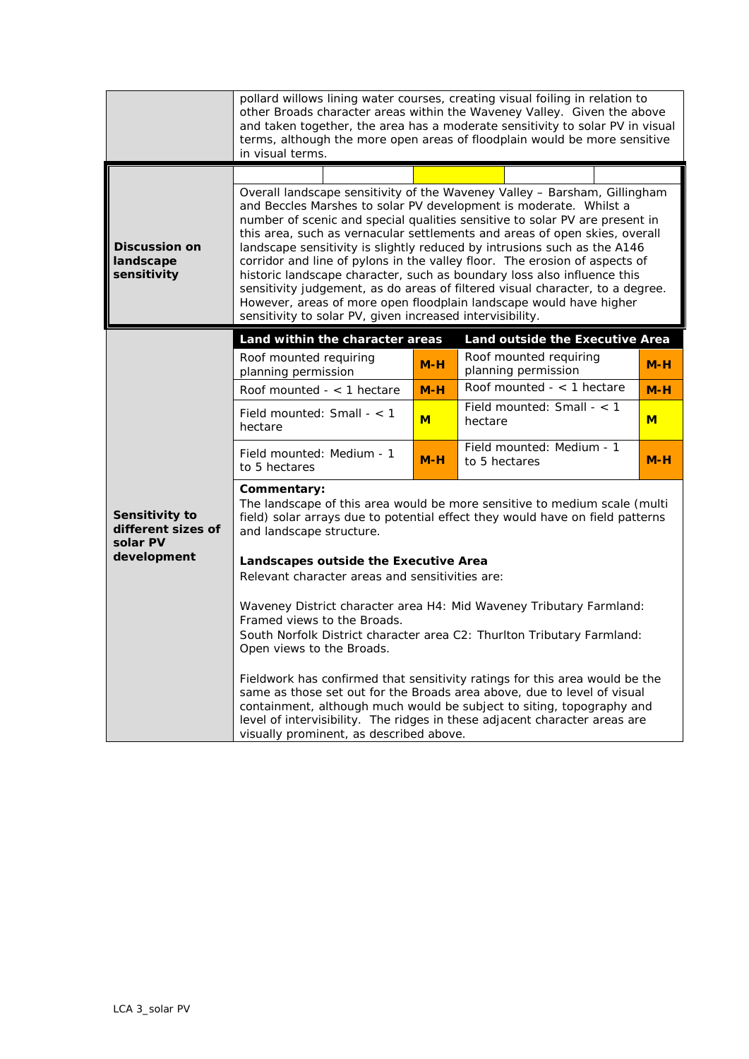| | |
|---|---|
| | pollard willows lining water courses, creating visual foiling in relation to other Broads character areas within the Waveney Valley. Given the above and taken together, the area has a moderate sensitivity to solar PV in visual terms, although the more open areas of floodplain would be more sensitive in visual terms. |

| | | | | | |
|---|---|---|---|---|---|
| **Discussion on landscape sensitivity** | | | (highlighted) | | |
| | Overall landscape sensitivity of the Waveney Valley – Barsham, Gillingham and Beccles Marshes to solar PV development is moderate. Whilst a number of scenic and special qualities sensitive to solar PV are present in this area, such as vernacular settlements and areas of open skies, overall landscape sensitivity is slightly reduced by intrusions such as the A146 corridor and line of pylons in the valley floor. The erosion of aspects of historic landscape character, such as boundary loss also influence this sensitivity judgement, as do areas of filtered visual character, to a degree. However, areas of more open floodplain landscape would have higher sensitivity to solar PV, given increased intervisibility. | | | | |

| | Land within the character areas | | Land outside the Executive Area | |
|---|---|---|---|---|
| **Sensitivity to different sizes of solar PV development** | Roof mounted requiring planning permission | M-H | Roof mounted requiring planning permission | M-H |
| | Roof mounted - < 1 hectare | M-H | Roof mounted - < 1 hectare | M-H |
| | Field mounted: Small - < 1 hectare | M | Field mounted: Small - < 1 hectare | M |
| | Field mounted: Medium - 1 to 5 hectares | M-H | Field mounted: Medium - 1 to 5 hectares | M-H |

**Commentary:**

The landscape of this area would be more sensitive to medium scale (multi field) solar arrays due to potential effect they would have on field patterns and landscape structure.

**Landscapes outside the Executive Area**

Relevant character areas and sensitivities are:

Waveney District character area H4: Mid Waveney Tributary Farmland: Framed views to the Broads.
South Norfolk District character area C2: Thurlton Tributary Farmland: Open views to the Broads.

Fieldwork has confirmed that sensitivity ratings for this area would be the same as those set out for the Broads area above, due to level of visual containment, although much would be subject to siting, topography and level of intervisibility. The ridges in these adjacent character areas are visually prominent, as described above.